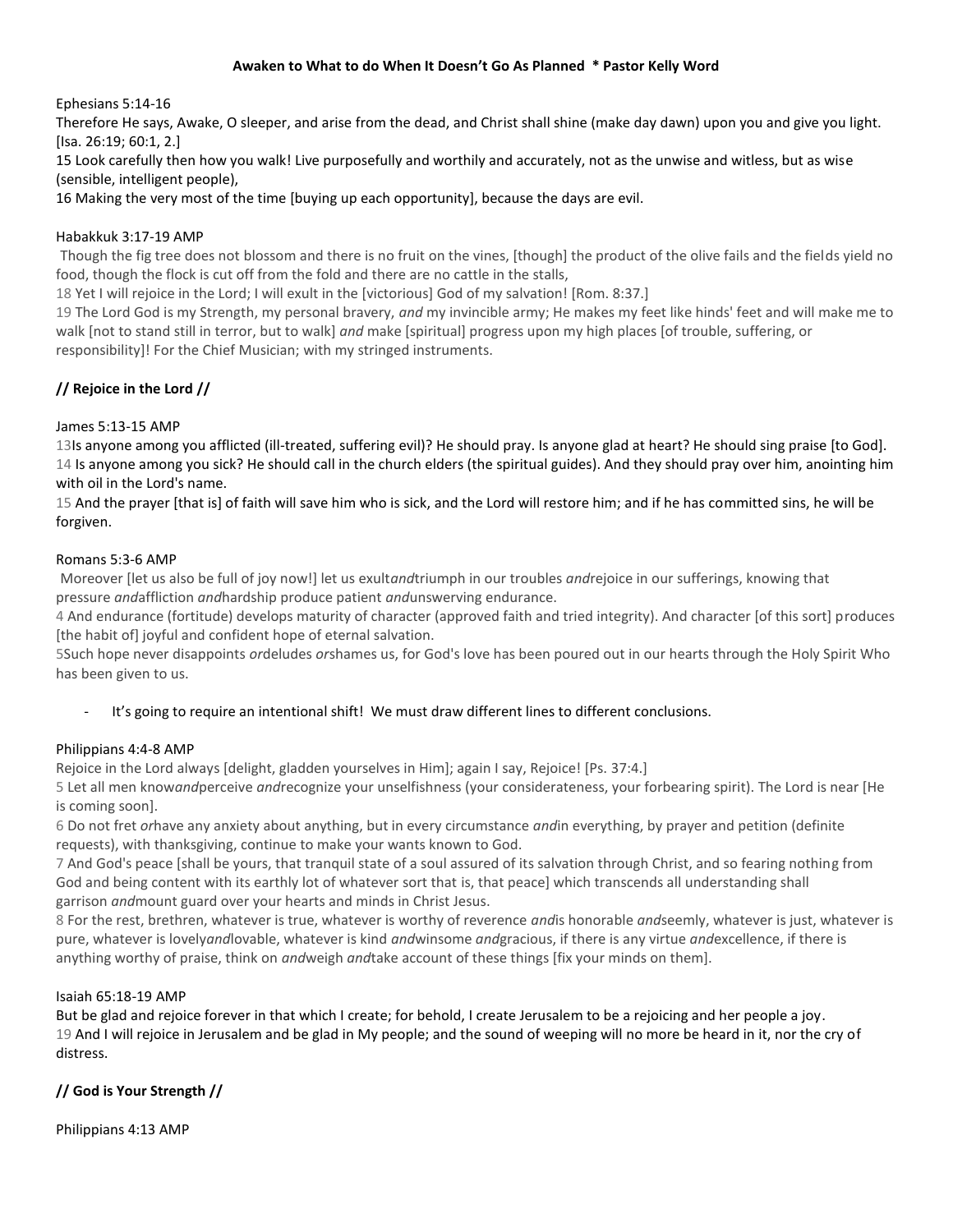**Awaken to What to do When It Doesn't Go As Planned * Pastor Kelly Word**

Ephesians 5:14-16
Therefore He says, Awake, O sleeper, and arise from the dead, and Christ shall shine (make day dawn) upon you and give you light. [Isa. 26:19; 60:1, 2.]
15 Look carefully then how you walk! Live purposefully and worthily and accurately, not as the unwise and witless, but as wise (sensible, intelligent people),
16 Making the very most of the time [buying up each opportunity], because the days are evil.

Habakkuk 3:17-19 AMP
Though the fig tree does not blossom and there is no fruit on the vines, [though] the product of the olive fails and the fields yield no food, though the flock is cut off from the fold and there are no cattle in the stalls,
18 Yet I will rejoice in the Lord; I will exult in the [victorious] God of my salvation! [Rom. 8:37.]
19 The Lord God is my Strength, my personal bravery, *and* my invincible army; He makes my feet like hinds' feet and will make me to walk [not to stand still in terror, but to walk] *and* make [spiritual] progress upon my high places [of trouble, suffering, or responsibility]! For the Chief Musician; with my stringed instruments.

**// Rejoice in the Lord //**

James 5:13-15 AMP
13Is anyone among you afflicted (ill-treated, suffering evil)? He should pray. Is anyone glad at heart? He should sing praise [to God].
14 Is anyone among you sick? He should call in the church elders (the spiritual guides). And they should pray over him, anointing him with oil in the Lord's name.
15 And the prayer [that is] of faith will save him who is sick, and the Lord will restore him; and if he has committed sins, he will be forgiven.

Romans 5:3-6 AMP
Moreover [let us also be full of joy now!] let us exult*and*triumph in our troubles *and*rejoice in our sufferings, knowing that pressure *and*affliction *and*hardship produce patient *and*unswerving endurance.
4 And endurance (fortitude) develops maturity of character (approved faith and tried integrity). And character [of this sort] produces [the habit of] joyful and confident hope of eternal salvation.
5Such hope never disappoints *or*deludes *or*shames us, for God's love has been poured out in our hearts through the Holy Spirit Who has been given to us.

- It's going to require an intentional shift! We must draw different lines to different conclusions.

Philippians 4:4-8 AMP
Rejoice in the Lord always [delight, gladden yourselves in Him]; again I say, Rejoice! [Ps. 37:4.]
5 Let all men know*and*perceive *and*recognize your unselfishness (your considerateness, your forbearing spirit). The Lord is near [He is coming soon].
6 Do not fret *or*have any anxiety about anything, but in every circumstance *and*in everything, by prayer and petition (definite requests), with thanksgiving, continue to make your wants known to God.
7 And God's peace [shall be yours, that tranquil state of a soul assured of its salvation through Christ, and so fearing nothing from God and being content with its earthly lot of whatever sort that is, that peace] which transcends all understanding shall garrison *and*mount guard over your hearts and minds in Christ Jesus.
8 For the rest, brethren, whatever is true, whatever is worthy of reverence *and*is honorable *and*seemly, whatever is just, whatever is pure, whatever is lovely*and*lovable, whatever is kind *and*winsome *and*gracious, if there is any virtue *and*excellence, if there is anything worthy of praise, think on *and*weigh *and*take account of these things [fix your minds on them].

Isaiah 65:18-19 AMP
But be glad and rejoice forever in that which I create; for behold, I create Jerusalem to be a rejoicing and her people a joy.
19 And I will rejoice in Jerusalem and be glad in My people; and the sound of weeping will no more be heard in it, nor the cry of distress.

**// God is Your Strength //**

Philippians 4:13 AMP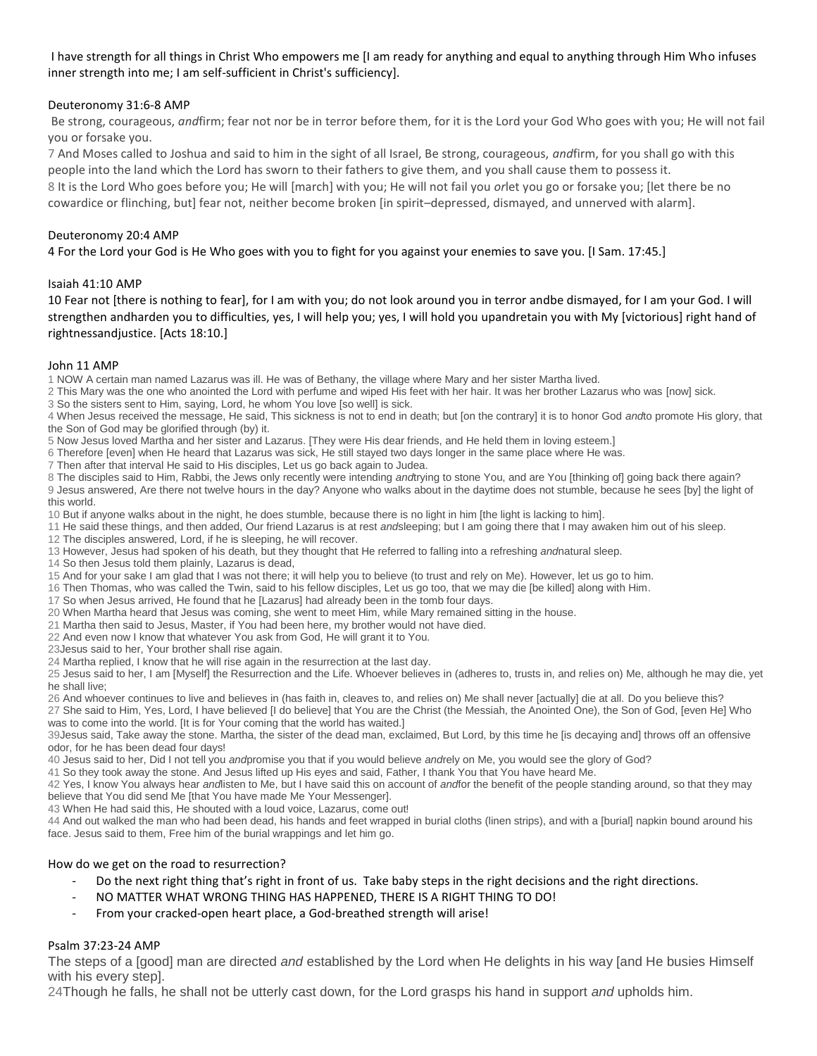I have strength for all things in Christ Who empowers me [I am ready for anything and equal to anything through Him Who infuses inner strength into me; I am self-sufficient in Christ's sufficiency].

Deuteronomy 31:6-8 AMP

Be strong, courageous, *and*firm; fear not nor be in terror before them, for it is the Lord your God Who goes with you; He will not fail you or forsake you.

7 And Moses called to Joshua and said to him in the sight of all Israel, Be strong, courageous, *and*firm, for you shall go with this people into the land which the Lord has sworn to their fathers to give them, and you shall cause them to possess it.

8 It is the Lord Who goes before you; He will [march] with you; He will not fail you *or*let you go or forsake you; [let there be no cowardice or flinching, but] fear not, neither become broken [in spirit–depressed, dismayed, and unnerved with alarm].

Deuteronomy 20:4 AMP

4 For the Lord your God is He Who goes with you to fight for you against your enemies to save you. [I Sam. 17:45.]

Isaiah 41:10 AMP

10 Fear not [there is nothing to fear], for I am with you; do not look around you in terror andbe dismayed, for I am your God. I will strengthen andharden you to difficulties, yes, I will help you; yes, I will hold you upandretain you with My [victorious] right hand of rightnessandjustice. [Acts 18:10.]

John 11 AMP

1 NOW A certain man named Lazarus was ill. He was of Bethany, the village where Mary and her sister Martha lived.
2 This Mary was the one who anointed the Lord with perfume and wiped His feet with her hair. It was her brother Lazarus who was [now] sick.
3 So the sisters sent to Him, saying, Lord, he whom You love [so well] is sick.
4 When Jesus received the message, He said, This sickness is not to end in death; but [on the contrary] it is to honor God *and*to promote His glory, that the Son of God may be glorified through (by) it.
5 Now Jesus loved Martha and her sister and Lazarus. [They were His dear friends, and He held them in loving esteem.]
6 Therefore [even] when He heard that Lazarus was sick, He still stayed two days longer in the same place where He was.
7 Then after that interval He said to His disciples, Let us go back again to Judea.
8 The disciples said to Him, Rabbi, the Jews only recently were intending *and*trying to stone You, and are You [thinking of] going back there again?
9 Jesus answered, Are there not twelve hours in the day? Anyone who walks about in the daytime does not stumble, because he sees [by] the light of this world.
10 But if anyone walks about in the night, he does stumble, because there is no light in him [the light is lacking to him].
11 He said these things, and then added, Our friend Lazarus is at rest *and*sleeping; but I am going there that I may awaken him out of his sleep.
12 The disciples answered, Lord, if he is sleeping, he will recover.
13 However, Jesus had spoken of his death, but they thought that He referred to falling into a refreshing *and*natural sleep.
14 So then Jesus told them plainly, Lazarus is dead,
15 And for your sake I am glad that I was not there; it will help you to believe (to trust and rely on Me). However, let us go to him.
16 Then Thomas, who was called the Twin, said to his fellow disciples, Let us go too, that we may die [be killed] along with Him.
17 So when Jesus arrived, He found that he [Lazarus] had already been in the tomb four days.
20 When Martha heard that Jesus was coming, she went to meet Him, while Mary remained sitting in the house.
21 Martha then said to Jesus, Master, if You had been here, my brother would not have died.
22 And even now I know that whatever You ask from God, He will grant it to You.
23Jesus said to her, Your brother shall rise again.
24 Martha replied, I know that he will rise again in the resurrection at the last day.
25 Jesus said to her, I am [Myself] the Resurrection and the Life. Whoever believes in (adheres to, trusts in, and relies on) Me, although he may die, yet he shall live;
26 And whoever continues to live and believes in (has faith in, cleaves to, and relies on) Me shall never [actually] die at all. Do you believe this?
27 She said to Him, Yes, Lord, I have believed [I do believe] that You are the Christ (the Messiah, the Anointed One), the Son of God, [even He] Who was to come into the world. [It is for Your coming that the world has waited.]
39Jesus said, Take away the stone. Martha, the sister of the dead man, exclaimed, But Lord, by this time he [is decaying and] throws off an offensive odor, for he has been dead four days!
40 Jesus said to her, Did I not tell you *and*promise you that if you would believe *and*rely on Me, you would see the glory of God?
41 So they took away the stone. And Jesus lifted up His eyes and said, Father, I thank You that You have heard Me.
42 Yes, I know You always hear *and*listen to Me, but I have said this on account of *and*for the benefit of the people standing around, so that they may believe that You did send Me [that You have made Me Your Messenger].
43 When He had said this, He shouted with a loud voice, Lazarus, come out!
44 And out walked the man who had been dead, his hands and feet wrapped in burial cloths (linen strips), and with a [burial] napkin bound around his face. Jesus said to them, Free him of the burial wrappings and let him go.

How do we get on the road to resurrection?

- Do the next right thing that's right in front of us. Take baby steps in the right decisions and the right directions.
- NO MATTER WHAT WRONG THING HAS HAPPENED, THERE IS A RIGHT THING TO DO!
- From your cracked-open heart place, a God-breathed strength will arise!

Psalm 37:23-24 AMP

The steps of a [good] man are directed *and* established by the Lord when He delights in his way [and He busies Himself with his every step].

24Though he falls, he shall not be utterly cast down, for the Lord grasps his hand in support *and* upholds him.